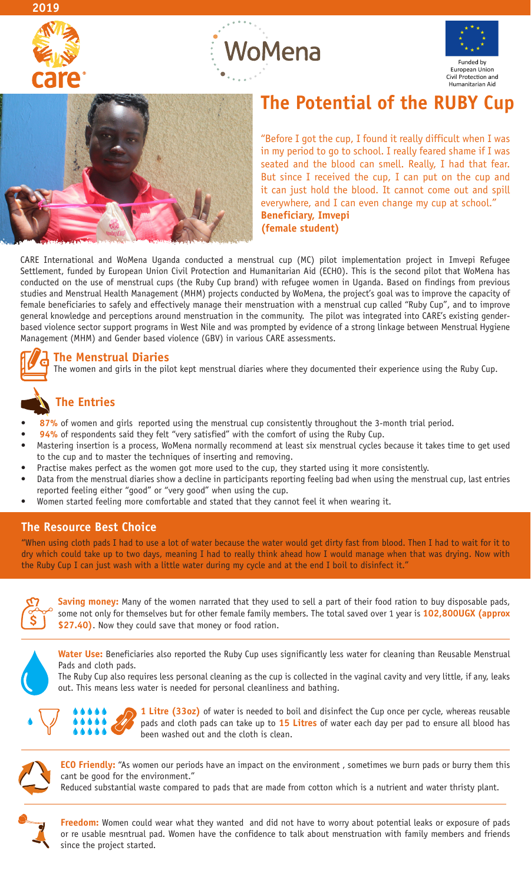2019

Funded by European Union Civil Protection and Humanitarian Aid

# The Potential of the RUBY Cup

"Before I got the cup, I found it really difficult when I was in my period to go to school. I really feared shame if I was seated and the blood can smell. Really, I had that fear. But since I received the cup, I can put on the cup and it can just hold the blood. It cannot come out and spill everywhere, and I can even change my cup at school."
**Beneficiary, Imvepi (female student)**

CARE International and WoMena Uganda conducted a menstrual cup (MC) pilot implementation project in Imvepi Refugee Settlement, funded by European Union Civil Protection and Humanitarian Aid (ECHO). This is the second pilot that WoMena has conducted on the use of menstrual cups (the Ruby Cup brand) with refugee women in Uganda. Based on findings from previous studies and Menstrual Health Management (MHM) projects conducted by WoMena, the project's goal was to improve the capacity of female beneficiaries to safely and effectively manage their menstruation with a menstrual cup called "Ruby Cup", and to improve general knowledge and perceptions around menstruation in the community. The pilot was integrated into CARE's existing gender-based violence sector support programs in West Nile and was prompted by evidence of a strong linkage between Menstrual Hygiene Management (MHM) and Gender based violence (GBV) in various CARE assessments.

## The Menstrual Diaries

The women and girls in the pilot kept menstrual diaries where they documented their experience using the Ruby Cup.

## The Entries

- **87%** of women and girls reported using the menstrual cup consistently throughout the 3-month trial period.
- **94%** of respondents said they felt "very satisfied" with the comfort of using the Ruby Cup.
- Mastering insertion is a process, WoMena normally recommend at least six menstrual cycles because it takes time to get used to the cup and to master the techniques of inserting and removing.
- Practise makes perfect as the women got more used to the cup, they started using it more consistently.
- Data from the menstrual diaries show a decline in participants reporting feeling bad when using the menstrual cup, last entries reported feeling either "good" or "very good" when using the cup.
- Women started feeling more comfortable and stated that they cannot feel it when wearing it.

## The Resource Best Choice

"When using cloth pads I had to use a lot of water because the water would get dirty fast from blood. Then I had to wait for it to dry which could take up to two days, meaning I had to really think ahead how I would manage when that was drying. Now with the Ruby Cup I can just wash with a little water during my cycle and at the end I boil to disinfect it."

**Saving money:** Many of the women narrated that they used to sell a part of their food ration to buy disposable pads, some not only for themselves but for other female family members. The total saved over 1 year is **102,800UGX (approx $27.40)**. Now they could save that money or food ration.

**Water Use:** Beneficiaries also reported the Ruby Cup uses significantly less water for cleaning than Reusable Menstrual Pads and cloth pads.
The Ruby Cup also requires less personal cleaning as the cup is collected in the vaginal cavity and very little, if any, leaks out. This means less water is needed for personal cleanliness and bathing.

**1 Litre (33oz)** of water is needed to boil and disinfect the Cup once per cycle, whereas reusable pads and cloth pads can take up to **15 Litres** of water each day per pad to ensure all blood has been washed out and the cloth is clean.

**ECO Friendly:** "As women our periods have an impact on the environment , sometimes we burn pads or burry them this cant be good for the environment."
Reduced substantial waste compared to pads that are made from cotton which is a nutrient and water thirsty plant.

**Freedom:** Women could wear what they wanted and did not have to worry about potential leaks or exposure of pads or re usable mesntrual pad. Women have the confidence to talk about menstruation with family members and friends since the project started.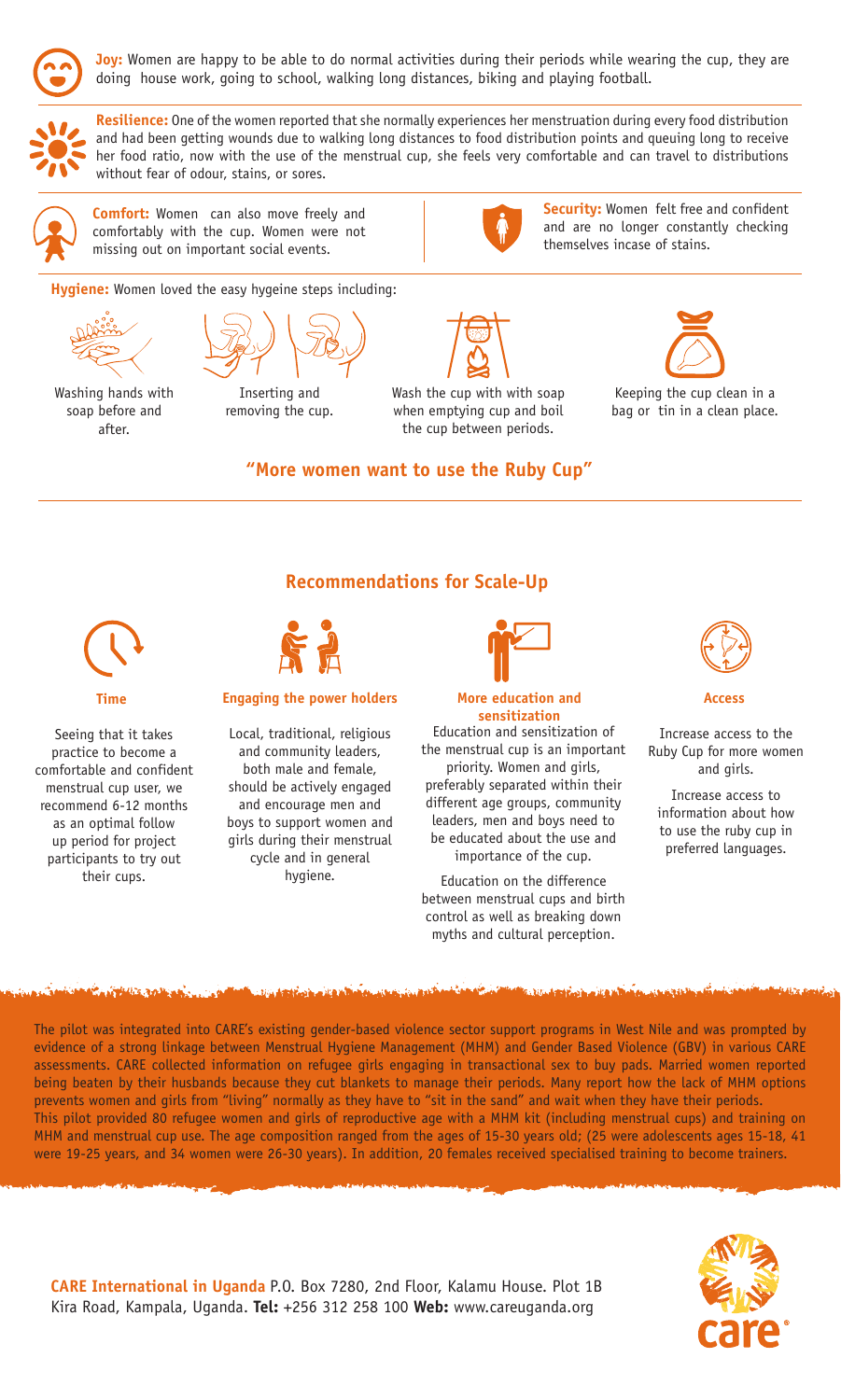**Joy:** Women are happy to be able to do normal activities during their periods while wearing the cup, they are doing house work, going to school, walking long distances, biking and playing football.

**Resilience:** One of the women reported that she normally experiences her menstruation during every food distribution and had been getting wounds due to walking long distances to food distribution points and queuing long to receive her food ratio, now with the use of the menstrual cup, she feels very comfortable and can travel to distributions without fear of odour, stains, or sores.

**Comfort:** Women can also move freely and comfortably with the cup. Women were not missing out on important social events.

**Security:** Women felt free and confident and are no longer constantly checking themselves incase of stains.

**Hygiene:** Women loved the easy hygeine steps including:

- Washing hands with soap before and after.
- Inserting and removing the cup.
- Wash the cup with with soap when emptying cup and boil the cup between periods.
- Keeping the cup clean in a bag or tin in a clean place.

**"More women want to use the Ruby Cup"**

## Recommendations for Scale-Up

### Time

Seeing that it takes practice to become a comfortable and confident menstrual cup user, we recommend 6-12 months as an optimal follow up period for project participants to try out their cups.

### Engaging the power holders

Local, traditional, religious and community leaders, both male and female, should be actively engaged and encourage men and boys to support women and girls during their menstrual cycle and in general hygiene.

### More education and sensitization

Education and sensitization of the menstrual cup is an important priority. Women and girls, preferably separated within their different age groups, community leaders, men and boys need to be educated about the use and importance of the cup.

Education on the difference between menstrual cups and birth control as well as breaking down myths and cultural perception.

### Access

Increase access to the Ruby Cup for more women and girls.

Increase access to information about how to use the ruby cup in preferred languages.

The pilot was integrated into CARE's existing gender-based violence sector support programs in West Nile and was prompted by evidence of a strong linkage between Menstrual Hygiene Management (MHM) and Gender Based Violence (GBV) in various CARE assessments. CARE collected information on refugee girls engaging in transactional sex to buy pads. Married women reported being beaten by their husbands because they cut blankets to manage their periods. Many report how the lack of MHM options prevents women and girls from "living" normally as they have to "sit in the sand" and wait when they have their periods.
This pilot provided 80 refugee women and girls of reproductive age with a MHM kit (including menstrual cups) and training on MHM and menstrual cup use. The age composition ranged from the ages of 15-30 years old; (25 were adolescents ages 15-18, 41 were 19-25 years, and 34 women were 26-30 years). In addition, 20 females received specialised training to become trainers.

**CARE International in Uganda** P.O. Box 7280, 2nd Floor, Kalamu House. Plot 1B Kira Road, Kampala, Uganda. **Tel:** +256 312 258 100 **Web:** www.careuganda.org

care